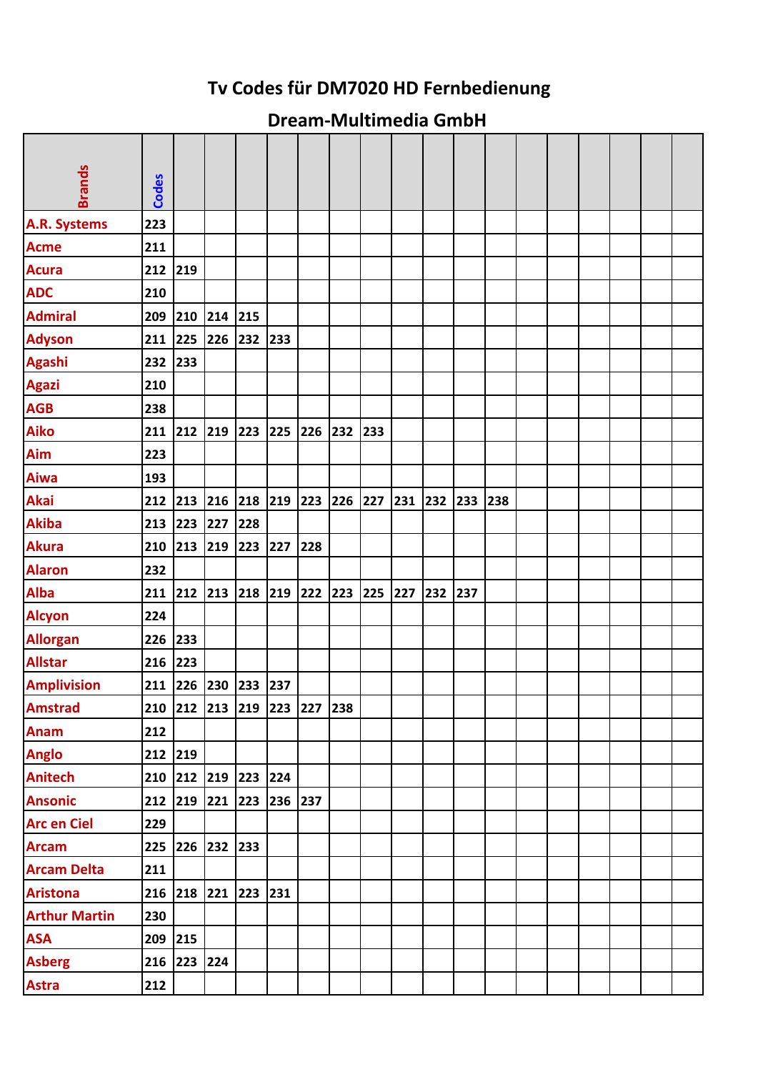# Tv Codes für DM7020 HD Fernbedienung

## Dream-Multimedia GmbH

| Brands | Codes | | | | | | | | | | | | | | | | | |
|---|---|---|---|---|---|---|---|---|---|---|---|---|---|---|---|---|---|---|
| A.R. Systems | 223 | | | | | | | | | | | | | | | | | |
| Acme | 211 | | | | | | | | | | | | | | | | | |
| Acura | 212 | 219 | | | | | | | | | | | | | | | | |
| ADC | 210 | | | | | | | | | | | | | | | | | |
| Admiral | 209 | 210 | 214 | 215 | | | | | | | | | | | | | | |
| Adyson | 211 | 225 | 226 | 232 | 233 | | | | | | | | | | | | | |
| Agashi | 232 | 233 | | | | | | | | | | | | | | | | |
| Agazi | 210 | | | | | | | | | | | | | | | | | |
| AGB | 238 | | | | | | | | | | | | | | | | | |
| Aiko | 211 | 212 | 219 | 223 | 225 | 226 | 232 | 233 | | | | | | | | | | |
| Aim | 223 | | | | | | | | | | | | | | | | | |
| Aiwa | 193 | | | | | | | | | | | | | | | | | |
| Akai | 212 | 213 | 216 | 218 | 219 | 223 | 226 | 227 | 231 | 232 | 233 | 238 | | | | | | |
| Akiba | 213 | 223 | 227 | 228 | | | | | | | | | | | | | | |
| Akura | 210 | 213 | 219 | 223 | 227 | 228 | | | | | | | | | | | | |
| Alaron | 232 | | | | | | | | | | | | | | | | | |
| Alba | 211 | 212 | 213 | 218 | 219 | 222 | 223 | 225 | 227 | 232 | 237 | | | | | | | |
| Alcyon | 224 | | | | | | | | | | | | | | | | | |
| Allorgan | 226 | 233 | | | | | | | | | | | | | | | | |
| Allstar | 216 | 223 | | | | | | | | | | | | | | | | |
| Amplivision | 211 | 226 | 230 | 233 | 237 | | | | | | | | | | | | | |
| Amstrad | 210 | 212 | 213 | 219 | 223 | 227 | 238 | | | | | | | | | | | |
| Anam | 212 | | | | | | | | | | | | | | | | | |
| Anglo | 212 | 219 | | | | | | | | | | | | | | | | |
| Anitech | 210 | 212 | 219 | 223 | 224 | | | | | | | | | | | | | |
| Ansonic | 212 | 219 | 221 | 223 | 236 | 237 | | | | | | | | | | | | |
| Arc en Ciel | 229 | | | | | | | | | | | | | | | | | |
| Arcam | 225 | 226 | 232 | 233 | | | | | | | | | | | | | | |
| Arcam Delta | 211 | | | | | | | | | | | | | | | | | |
| Aristona | 216 | 218 | 221 | 223 | 231 | | | | | | | | | | | | | |
| Arthur Martin | 230 | | | | | | | | | | | | | | | | | |
| ASA | 209 | 215 | | | | | | | | | | | | | | | | |
| Asberg | 216 | 223 | 224 | | | | | | | | | | | | | | | |
| Astra | 212 | | | | | | | | | | | | | | | | | |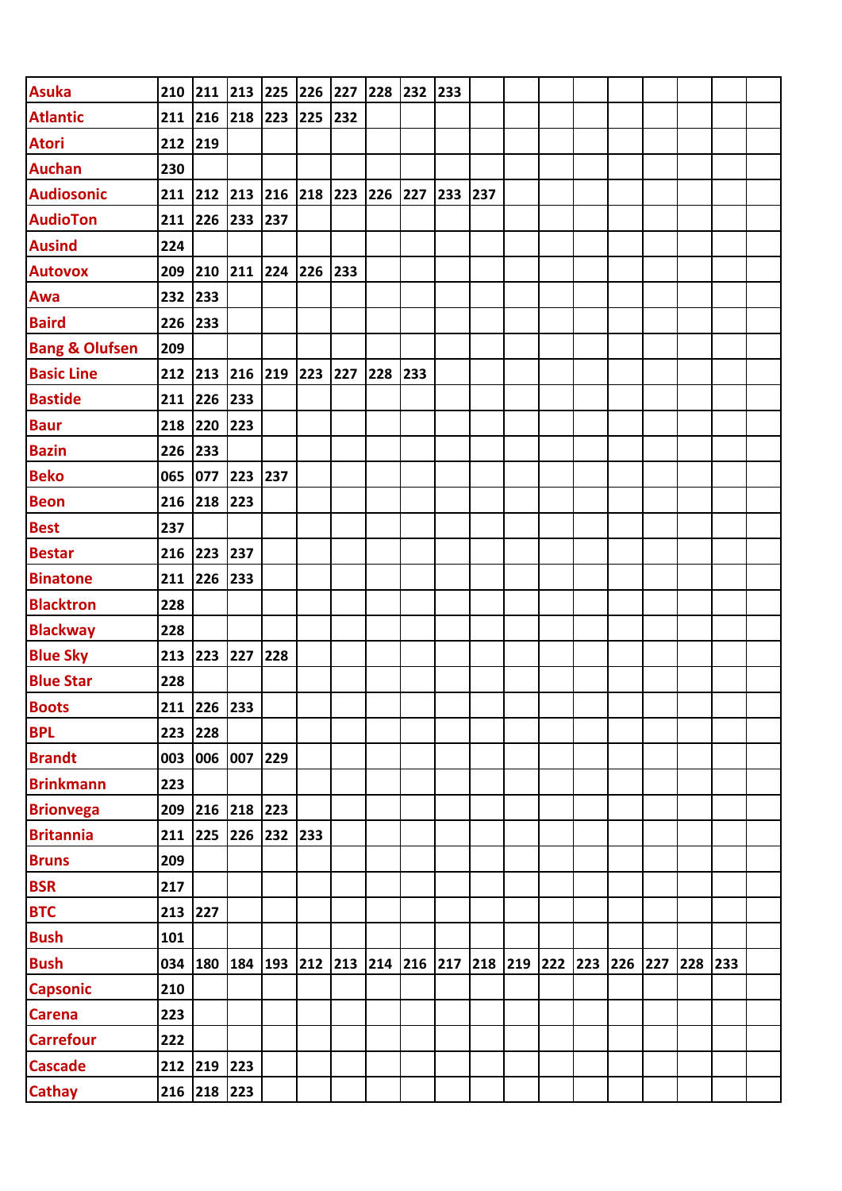| | | | | | | | | | | | | | | | | | | |
|---|---|---|---|---|---|---|---|---|---|---|---|---|---|---|---|---|---|---|
| **Asuka** | 210 | 211 | 213 | 225 | 226 | 227 | 228 | 232 | 233 | | | | | | | | | |
| **Atlantic** | 211 | 216 | 218 | 223 | 225 | 232 | | | | | | | | | | | | |
| **Atori** | 212 | 219 | | | | | | | | | | | | | | | | |
| **Auchan** | 230 | | | | | | | | | | | | | | | | | |
| **Audiosonic** | 211 | 212 | 213 | 216 | 218 | 223 | 226 | 227 | 233 | 237 | | | | | | | | |
| **AudioTon** | 211 | 226 | 233 | 237 | | | | | | | | | | | | | | |
| **Ausind** | 224 | | | | | | | | | | | | | | | | | |
| **Autovox** | 209 | 210 | 211 | 224 | 226 | 233 | | | | | | | | | | | | |
| **Awa** | 232 | 233 | | | | | | | | | | | | | | | | |
| **Baird** | 226 | 233 | | | | | | | | | | | | | | | | |
| **Bang & Olufsen** | 209 | | | | | | | | | | | | | | | | | |
| **Basic Line** | 212 | 213 | 216 | 219 | 223 | 227 | 228 | 233 | | | | | | | | | | |
| **Bastide** | 211 | 226 | 233 | | | | | | | | | | | | | | | |
| **Baur** | 218 | 220 | 223 | | | | | | | | | | | | | | | |
| **Bazin** | 226 | 233 | | | | | | | | | | | | | | | | |
| **Beko** | 065 | 077 | 223 | 237 | | | | | | | | | | | | | | |
| **Beon** | 216 | 218 | 223 | | | | | | | | | | | | | | | |
| **Best** | 237 | | | | | | | | | | | | | | | | | |
| **Bestar** | 216 | 223 | 237 | | | | | | | | | | | | | | | |
| **Binatone** | 211 | 226 | 233 | | | | | | | | | | | | | | | |
| **Blacktron** | 228 | | | | | | | | | | | | | | | | | |
| **Blackway** | 228 | | | | | | | | | | | | | | | | | |
| **Blue Sky** | 213 | 223 | 227 | 228 | | | | | | | | | | | | | | |
| **Blue Star** | 228 | | | | | | | | | | | | | | | | | |
| **Boots** | 211 | 226 | 233 | | | | | | | | | | | | | | | |
| **BPL** | 223 | 228 | | | | | | | | | | | | | | | | |
| **Brandt** | 003 | 006 | 007 | 229 | | | | | | | | | | | | | | |
| **Brinkmann** | 223 | | | | | | | | | | | | | | | | | |
| **Brionvega** | 209 | 216 | 218 | 223 | | | | | | | | | | | | | | |
| **Britannia** | 211 | 225 | 226 | 232 | 233 | | | | | | | | | | | | | |
| **Bruns** | 209 | | | | | | | | | | | | | | | | | |
| **BSR** | 217 | | | | | | | | | | | | | | | | | |
| **BTC** | 213 | 227 | | | | | | | | | | | | | | | | |
| **Bush** | 101 | | | | | | | | | | | | | | | | | |
| **Bush** | 034 | 180 | 184 | 193 | 212 | 213 | 214 | 216 | 217 | 218 | 219 | 222 | 223 | 226 | 227 | 228 | 233 | |
| **Capsonic** | 210 | | | | | | | | | | | | | | | | | |
| **Carena** | 223 | | | | | | | | | | | | | | | | | |
| **Carrefour** | 222 | | | | | | | | | | | | | | | | | |
| **Cascade** | 212 | 219 | 223 | | | | | | | | | | | | | | | |
| **Cathay** | 216 | 218 | 223 | | | | | | | | | | | | | | | |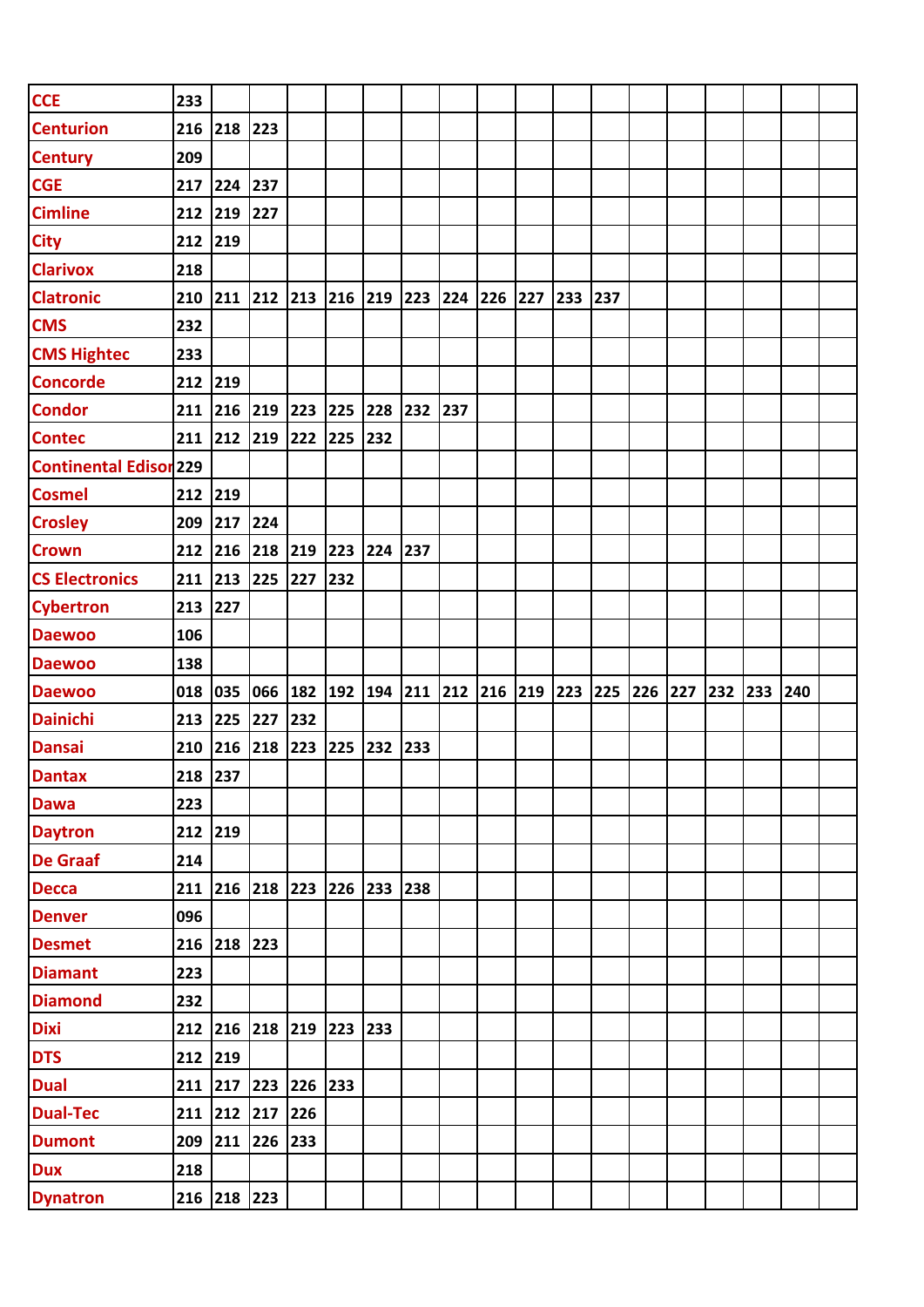| CCE | 233 | | | | | | | | | | | | | | | | | |
|---|---|---|---|---|---|---|---|---|---|---|---|---|---|---|---|---|---|---|
| Centurion | 216 | 218 | 223 | | | | | | | | | | | | | | | |
| Century | 209 | | | | | | | | | | | | | | | | | |
| CGE | 217 | 224 | 237 | | | | | | | | | | | | | | | |
| Cimline | 212 | 219 | 227 | | | | | | | | | | | | | | | |
| City | 212 | 219 | | | | | | | | | | | | | | | | |
| Clarivox | 218 | | | | | | | | | | | | | | | | | |
| Clatronic | 210 | 211 | 212 | 213 | 216 | 219 | 223 | 224 | 226 | 227 | 233 | 237 | | | | | | |
| CMS | 232 | | | | | | | | | | | | | | | | | |
| CMS Hightec | 233 | | | | | | | | | | | | | | | | | |
| Concorde | 212 | 219 | | | | | | | | | | | | | | | | |
| Condor | 211 | 216 | 219 | 223 | 225 | 228 | 232 | 237 | | | | | | | | | | |
| Contec | 211 | 212 | 219 | 222 | 225 | 232 | | | | | | | | | | | | |
| Continental Edisor | 229 | | | | | | | | | | | | | | | | | |
| Cosmel | 212 | 219 | | | | | | | | | | | | | | | | |
| Crosley | 209 | 217 | 224 | | | | | | | | | | | | | | | |
| Crown | 212 | 216 | 218 | 219 | 223 | 224 | 237 | | | | | | | | | | | |
| CS Electronics | 211 | 213 | 225 | 227 | 232 | | | | | | | | | | | | | |
| Cybertron | 213 | 227 | | | | | | | | | | | | | | | | |
| Daewoo | 106 | | | | | | | | | | | | | | | | | |
| Daewoo | 138 | | | | | | | | | | | | | | | | | |
| Daewoo | 018 | 035 | 066 | 182 | 192 | 194 | 211 | 212 | 216 | 219 | 223 | 225 | 226 | 227 | 232 | 233 | 240 | |
| Dainichi | 213 | 225 | 227 | 232 | | | | | | | | | | | | | | |
| Dansai | 210 | 216 | 218 | 223 | 225 | 232 | 233 | | | | | | | | | | | |
| Dantax | 218 | 237 | | | | | | | | | | | | | | | | |
| Dawa | 223 | | | | | | | | | | | | | | | | | |
| Daytron | 212 | 219 | | | | | | | | | | | | | | | | |
| De Graaf | 214 | | | | | | | | | | | | | | | | | |
| Decca | 211 | 216 | 218 | 223 | 226 | 233 | 238 | | | | | | | | | | | |
| Denver | 096 | | | | | | | | | | | | | | | | | |
| Desmet | 216 | 218 | 223 | | | | | | | | | | | | | | | |
| Diamant | 223 | | | | | | | | | | | | | | | | | |
| Diamond | 232 | | | | | | | | | | | | | | | | | |
| Dixi | 212 | 216 | 218 | 219 | 223 | 233 | | | | | | | | | | | | |
| DTS | 212 | 219 | | | | | | | | | | | | | | | | |
| Dual | 211 | 217 | 223 | 226 | 233 | | | | | | | | | | | | | |
| Dual-Tec | 211 | 212 | 217 | 226 | | | | | | | | | | | | | | |
| Dumont | 209 | 211 | 226 | 233 | | | | | | | | | | | | | | |
| Dux | 218 | | | | | | | | | | | | | | | | | |
| Dynatron | 216 | 218 | 223 | | | | | | | | | | | | | | | |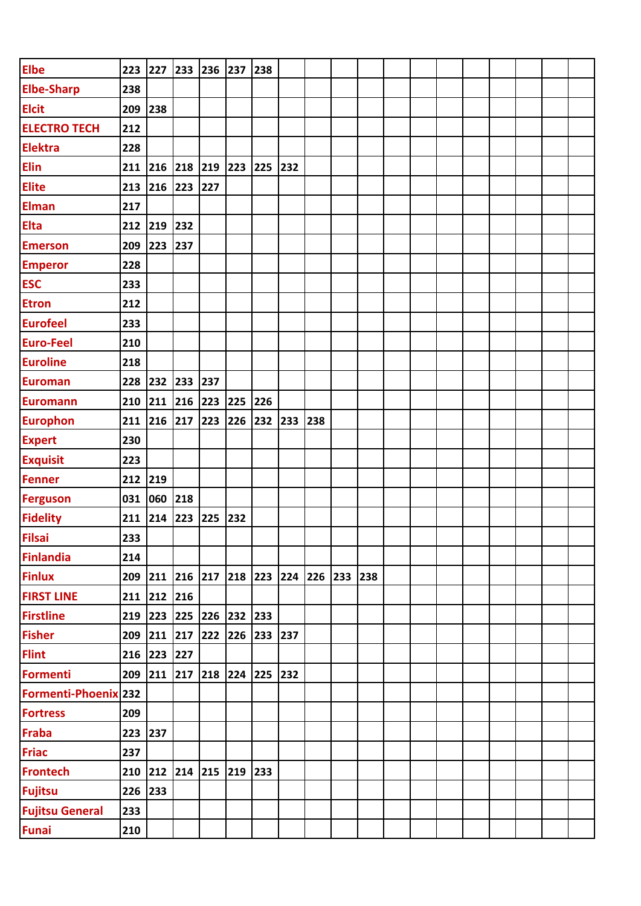| | | | | | | | | | | | | | | | | | | |
|---|---|---|---|---|---|---|---|---|---|---|---|---|---|---|---|---|---|---|
| Elbe | 223 | 227 | 233 | 236 | 237 | 238 | | | | | | | | | | | | |
| Elbe-Sharp | 238 | | | | | | | | | | | | | | | | | |
| Elcit | 209 | 238 | | | | | | | | | | | | | | | | |
| ELECTRO TECH | 212 | | | | | | | | | | | | | | | | | |
| Elektra | 228 | | | | | | | | | | | | | | | | | |
| Elin | 211 | 216 | 218 | 219 | 223 | 225 | 232 | | | | | | | | | | | |
| Elite | 213 | 216 | 223 | 227 | | | | | | | | | | | | | | |
| Elman | 217 | | | | | | | | | | | | | | | | | |
| Elta | 212 | 219 | 232 | | | | | | | | | | | | | | | |
| Emerson | 209 | 223 | 237 | | | | | | | | | | | | | | | |
| Emperor | 228 | | | | | | | | | | | | | | | | | |
| ESC | 233 | | | | | | | | | | | | | | | | | |
| Etron | 212 | | | | | | | | | | | | | | | | | |
| Eurofeel | 233 | | | | | | | | | | | | | | | | | |
| Euro-Feel | 210 | | | | | | | | | | | | | | | | | |
| Euroline | 218 | | | | | | | | | | | | | | | | | |
| Euroman | 228 | 232 | 233 | 237 | | | | | | | | | | | | | | |
| Euromann | 210 | 211 | 216 | 223 | 225 | 226 | | | | | | | | | | | | |
| Europhon | 211 | 216 | 217 | 223 | 226 | 232 | 233 | 238 | | | | | | | | | | |
| Expert | 230 | | | | | | | | | | | | | | | | | |
| Exquisit | 223 | | | | | | | | | | | | | | | | | |
| Fenner | 212 | 219 | | | | | | | | | | | | | | | | |
| Ferguson | 031 | 060 | 218 | | | | | | | | | | | | | | | |
| Fidelity | 211 | 214 | 223 | 225 | 232 | | | | | | | | | | | | | |
| Filsai | 233 | | | | | | | | | | | | | | | | | |
| Finlandia | 214 | | | | | | | | | | | | | | | | | |
| Finlux | 209 | 211 | 216 | 217 | 218 | 223 | 224 | 226 | 233 | 238 | | | | | | | | |
| FIRST LINE | 211 | 212 | 216 | | | | | | | | | | | | | | | |
| Firstline | 219 | 223 | 225 | 226 | 232 | 233 | | | | | | | | | | | | |
| Fisher | 209 | 211 | 217 | 222 | 226 | 233 | 237 | | | | | | | | | | | |
| Flint | 216 | 223 | 227 | | | | | | | | | | | | | | | |
| Formenti | 209 | 211 | 217 | 218 | 224 | 225 | 232 | | | | | | | | | | | |
| Formenti-Phoenix | 232 | | | | | | | | | | | | | | | | | |
| Fortress | 209 | | | | | | | | | | | | | | | | | |
| Fraba | 223 | 237 | | | | | | | | | | | | | | | | |
| Friac | 237 | | | | | | | | | | | | | | | | | |
| Frontech | 210 | 212 | 214 | 215 | 219 | 233 | | | | | | | | | | | | |
| Fujitsu | 226 | 233 | | | | | | | | | | | | | | | | |
| Fujitsu General | 233 | | | | | | | | | | | | | | | | | |
| Funai | 210 | | | | | | | | | | | | | | | | | |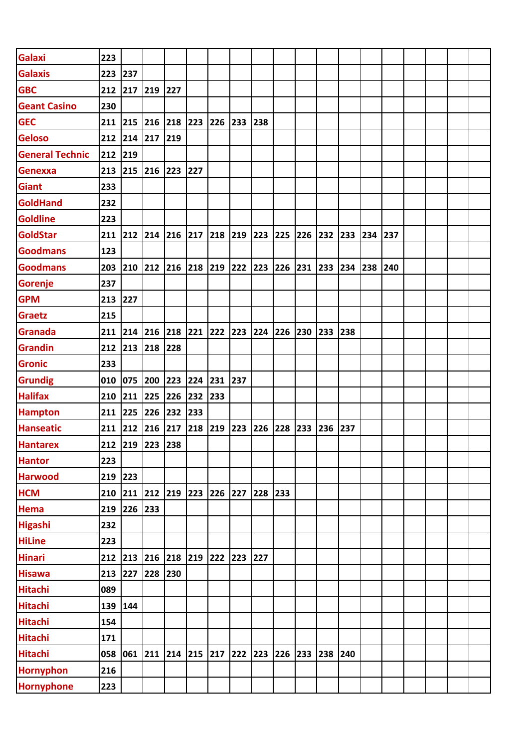| Galaxi | 223 | | | | | | | | | | | | | | | | | |
|---|---|---|---|---|---|---|---|---|---|---|---|---|---|---|---|---|---|---|
| Galaxis | 223 | 237 | | | | | | | | | | | | | | | | |
| GBC | 212 | 217 | 219 | 227 | | | | | | | | | | | | | | |
| Geant Casino | 230 | | | | | | | | | | | | | | | | | |
| GEC | 211 | 215 | 216 | 218 | 223 | 226 | 233 | 238 | | | | | | | | | | |
| Geloso | 212 | 214 | 217 | 219 | | | | | | | | | | | | | | |
| General Technic | 212 | 219 | | | | | | | | | | | | | | | | |
| Genexxa | 213 | 215 | 216 | 223 | 227 | | | | | | | | | | | | | |
| Giant | 233 | | | | | | | | | | | | | | | | | |
| GoldHand | 232 | | | | | | | | | | | | | | | | | |
| Goldline | 223 | | | | | | | | | | | | | | | | | |
| GoldStar | 211 | 212 | 214 | 216 | 217 | 218 | 219 | 223 | 225 | 226 | 232 | 233 | 234 | 237 | | | | |
| Goodmans | 123 | | | | | | | | | | | | | | | | | |
| Goodmans | 203 | 210 | 212 | 216 | 218 | 219 | 222 | 223 | 226 | 231 | 233 | 234 | 238 | 240 | | | | |
| Gorenje | 237 | | | | | | | | | | | | | | | | | |
| GPM | 213 | 227 | | | | | | | | | | | | | | | | |
| Graetz | 215 | | | | | | | | | | | | | | | | | |
| Granada | 211 | 214 | 216 | 218 | 221 | 222 | 223 | 224 | 226 | 230 | 233 | 238 | | | | | | |
| Grandin | 212 | 213 | 218 | 228 | | | | | | | | | | | | | | |
| Gronic | 233 | | | | | | | | | | | | | | | | | |
| Grundig | 010 | 075 | 200 | 223 | 224 | 231 | 237 | | | | | | | | | | | |
| Halifax | 210 | 211 | 225 | 226 | 232 | 233 | | | | | | | | | | | | |
| Hampton | 211 | 225 | 226 | 232 | 233 | | | | | | | | | | | | | |
| Hanseatic | 211 | 212 | 216 | 217 | 218 | 219 | 223 | 226 | 228 | 233 | 236 | 237 | | | | | | |
| Hantarex | 212 | 219 | 223 | 238 | | | | | | | | | | | | | | |
| Hantor | 223 | | | | | | | | | | | | | | | | | |
| Harwood | 219 | 223 | | | | | | | | | | | | | | | | |
| HCM | 210 | 211 | 212 | 219 | 223 | 226 | 227 | 228 | 233 | | | | | | | | | |
| Hema | 219 | 226 | 233 | | | | | | | | | | | | | | | |
| Higashi | 232 | | | | | | | | | | | | | | | | | |
| HiLine | 223 | | | | | | | | | | | | | | | | | |
| Hinari | 212 | 213 | 216 | 218 | 219 | 222 | 223 | 227 | | | | | | | | | | |
| Hisawa | 213 | 227 | 228 | 230 | | | | | | | | | | | | | | |
| Hitachi | 089 | | | | | | | | | | | | | | | | | |
| Hitachi | 139 | 144 | | | | | | | | | | | | | | | | |
| Hitachi | 154 | | | | | | | | | | | | | | | | | |
| Hitachi | 171 | | | | | | | | | | | | | | | | | |
| Hitachi | 058 | 061 | 211 | 214 | 215 | 217 | 222 | 223 | 226 | 233 | 238 | 240 | | | | | | |
| Hornyphon | 216 | | | | | | | | | | | | | | | | | |
| Hornyphone | 223 | | | | | | | | | | | | | | | | | |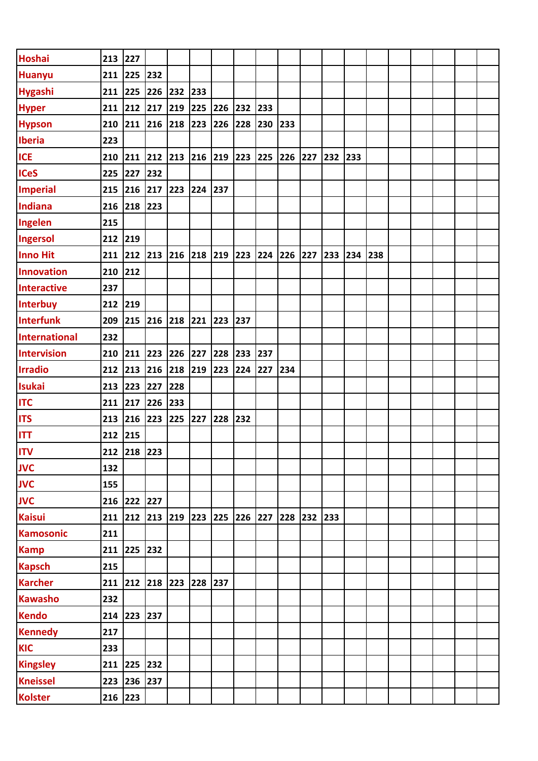| Hoshai | 213 | 227 | | | | | | | | | | | | | | | |
|---|---|---|---|---|---|---|---|---|---|---|---|---|---|---|---|---|---|
| Huanyu | 211 | 225 | 232 | | | | | | | | | | | | | | |
| Hygashi | 211 | 225 | 226 | 232 | 233 | | | | | | | | | | | | |
| Hyper | 211 | 212 | 217 | 219 | 225 | 226 | 232 | 233 | | | | | | | | | |
| Hypson | 210 | 211 | 216 | 218 | 223 | 226 | 228 | 230 | 233 | | | | | | | | |
| Iberia | 223 | | | | | | | | | | | | | | | | |
| ICE | 210 | 211 | 212 | 213 | 216 | 219 | 223 | 225 | 226 | 227 | 232 | 233 | | | | | |
| ICeS | 225 | 227 | 232 | | | | | | | | | | | | | | |
| Imperial | 215 | 216 | 217 | 223 | 224 | 237 | | | | | | | | | | | |
| Indiana | 216 | 218 | 223 | | | | | | | | | | | | | | |
| Ingelen | 215 | | | | | | | | | | | | | | | | |
| Ingersol | 212 | 219 | | | | | | | | | | | | | | | |
| Inno Hit | 211 | 212 | 213 | 216 | 218 | 219 | 223 | 224 | 226 | 227 | 233 | 234 | 238 | | | | |
| Innovation | 210 | 212 | | | | | | | | | | | | | | | |
| Interactive | 237 | | | | | | | | | | | | | | | | |
| Interbuy | 212 | 219 | | | | | | | | | | | | | | | |
| Interfunk | 209 | 215 | 216 | 218 | 221 | 223 | 237 | | | | | | | | | | |
| International | 232 | | | | | | | | | | | | | | | | |
| Intervision | 210 | 211 | 223 | 226 | 227 | 228 | 233 | 237 | | | | | | | | | |
| Irradio | 212 | 213 | 216 | 218 | 219 | 223 | 224 | 227 | 234 | | | | | | | | |
| Isukai | 213 | 223 | 227 | 228 | | | | | | | | | | | | | |
| ITC | 211 | 217 | 226 | 233 | | | | | | | | | | | | | |
| ITS | 213 | 216 | 223 | 225 | 227 | 228 | 232 | | | | | | | | | | |
| ITT | 212 | 215 | | | | | | | | | | | | | | | |
| ITV | 212 | 218 | 223 | | | | | | | | | | | | | | |
| JVC | 132 | | | | | | | | | | | | | | | | |
| JVC | 155 | | | | | | | | | | | | | | | | |
| JVC | 216 | 222 | 227 | | | | | | | | | | | | | | |
| Kaisui | 211 | 212 | 213 | 219 | 223 | 225 | 226 | 227 | 228 | 232 | 233 | | | | | | |
| Kamosonic | 211 | | | | | | | | | | | | | | | | |
| Kamp | 211 | 225 | 232 | | | | | | | | | | | | | | |
| Kapsch | 215 | | | | | | | | | | | | | | | | |
| Karcher | 211 | 212 | 218 | 223 | 228 | 237 | | | | | | | | | | | |
| Kawasho | 232 | | | | | | | | | | | | | | | | |
| Kendo | 214 | 223 | 237 | | | | | | | | | | | | | | |
| Kennedy | 217 | | | | | | | | | | | | | | | | |
| KIC | 233 | | | | | | | | | | | | | | | | |
| Kingsley | 211 | 225 | 232 | | | | | | | | | | | | | | |
| Kneissel | 223 | 236 | 237 | | | | | | | | | | | | | | |
| Kolster | 216 | 223 | | | | | | | | | | | | | | | |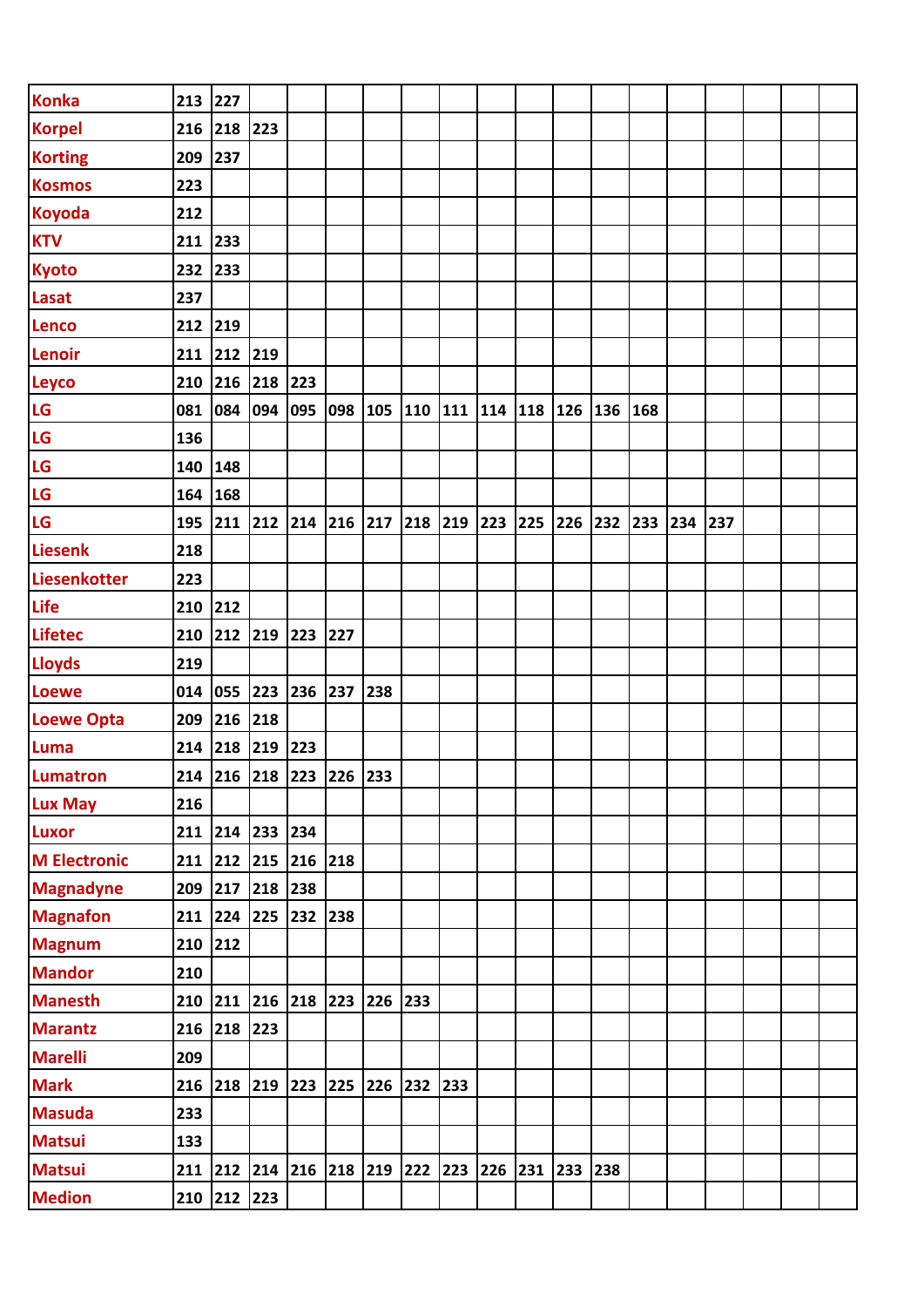| | | | | | | | | | | | | | | | | | |
|---|---|---|---|---|---|---|---|---|---|---|---|---|---|---|---|---|---|
| **Konka** | 213 | 227 | | | | | | | | | | | | | | | |
| **Korpel** | 216 | 218 | 223 | | | | | | | | | | | | | | |
| **Korting** | 209 | 237 | | | | | | | | | | | | | | | |
| **Kosmos** | 223 | | | | | | | | | | | | | | | | |
| **Koyoda** | 212 | | | | | | | | | | | | | | | | |
| **KTV** | 211 | 233 | | | | | | | | | | | | | | | |
| **Kyoto** | 232 | 233 | | | | | | | | | | | | | | | |
| **Lasat** | 237 | | | | | | | | | | | | | | | | |
| **Lenco** | 212 | 219 | | | | | | | | | | | | | | | |
| **Lenoir** | 211 | 212 | 219 | | | | | | | | | | | | | | |
| **Leyco** | 210 | 216 | 218 | 223 | | | | | | | | | | | | | |
| **LG** | 081 | 084 | 094 | 095 | 098 | 105 | 110 | 111 | 114 | 118 | 126 | 136 | 168 | | | | |
| **LG** | 136 | | | | | | | | | | | | | | | | |
| **LG** | 140 | 148 | | | | | | | | | | | | | | | |
| **LG** | 164 | 168 | | | | | | | | | | | | | | | |
| **LG** | 195 | 211 | 212 | 214 | 216 | 217 | 218 | 219 | 223 | 225 | 226 | 232 | 233 | 234 | 237 | | |
| **Liesenk** | 218 | | | | | | | | | | | | | | | | |
| **Liesenkotter** | 223 | | | | | | | | | | | | | | | | |
| **Life** | 210 | 212 | | | | | | | | | | | | | | | |
| **Lifetec** | 210 | 212 | 219 | 223 | 227 | | | | | | | | | | | | |
| **Lloyds** | 219 | | | | | | | | | | | | | | | | |
| **Loewe** | 014 | 055 | 223 | 236 | 237 | 238 | | | | | | | | | | | |
| **Loewe Opta** | 209 | 216 | 218 | | | | | | | | | | | | | | |
| **Luma** | 214 | 218 | 219 | 223 | | | | | | | | | | | | | |
| **Lumatron** | 214 | 216 | 218 | 223 | 226 | 233 | | | | | | | | | | | |
| **Lux May** | 216 | | | | | | | | | | | | | | | | |
| **Luxor** | 211 | 214 | 233 | 234 | | | | | | | | | | | | | |
| **M Electronic** | 211 | 212 | 215 | 216 | 218 | | | | | | | | | | | | |
| **Magnadyne** | 209 | 217 | 218 | 238 | | | | | | | | | | | | | |
| **Magnafon** | 211 | 224 | 225 | 232 | 238 | | | | | | | | | | | | |
| **Magnum** | 210 | 212 | | | | | | | | | | | | | | | |
| **Mandor** | 210 | | | | | | | | | | | | | | | | |
| **Manesth** | 210 | 211 | 216 | 218 | 223 | 226 | 233 | | | | | | | | | | |
| **Marantz** | 216 | 218 | 223 | | | | | | | | | | | | | | |
| **Marelli** | 209 | | | | | | | | | | | | | | | | |
| **Mark** | 216 | 218 | 219 | 223 | 225 | 226 | 232 | 233 | | | | | | | | | |
| **Masuda** | 233 | | | | | | | | | | | | | | | | |
| **Matsui** | 133 | | | | | | | | | | | | | | | | |
| **Matsui** | 211 | 212 | 214 | 216 | 218 | 219 | 222 | 223 | 226 | 231 | 233 | 238 | | | | | |
| **Medion** | 210 | 212 | 223 | | | | | | | | | | | | | | |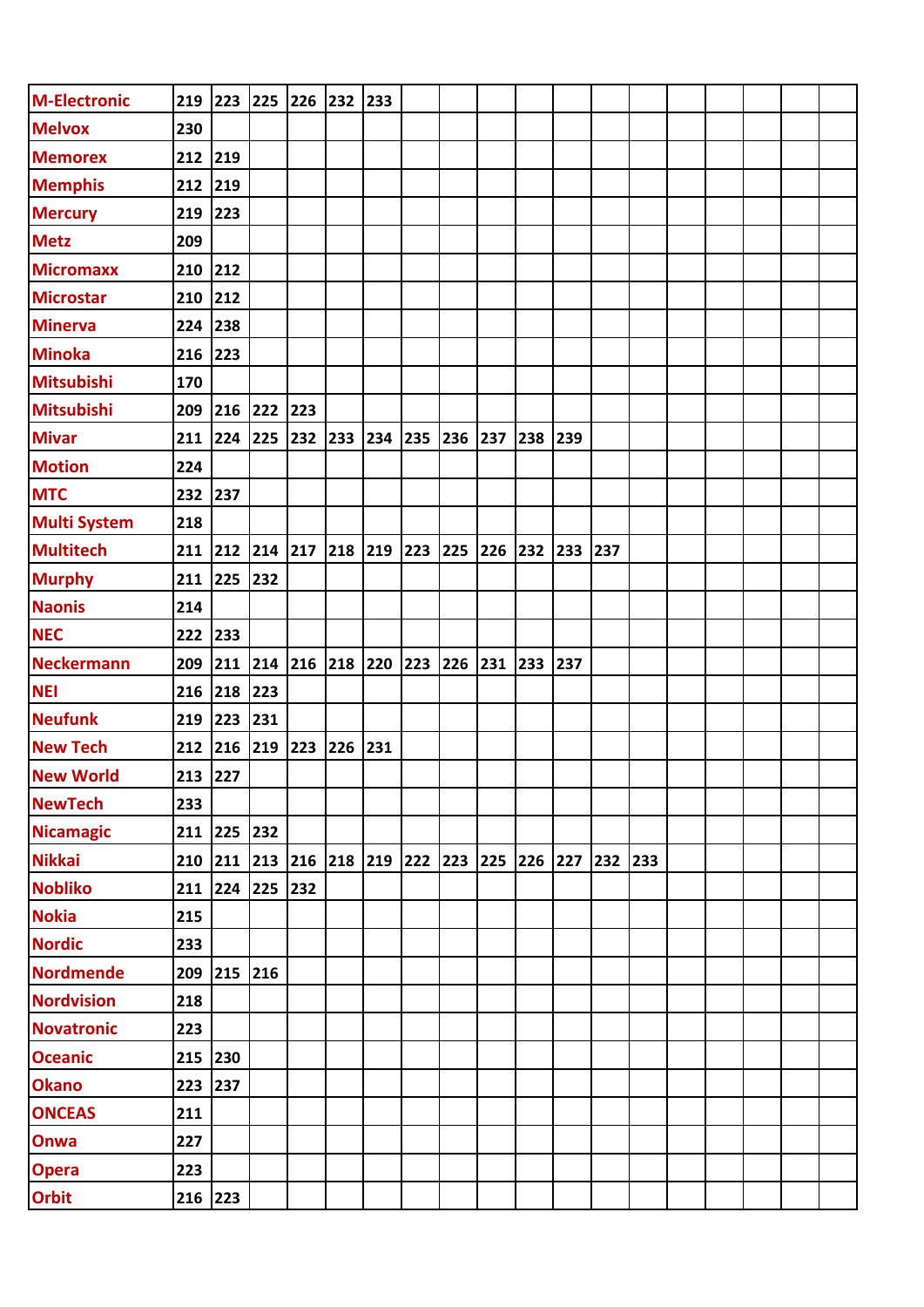| M-Electronic | 219 | 223 | 225 | 226 | 232 | 233 | | | | | | | | | | | | |
|---|---|---|---|---|---|---|---|---|---|---|---|---|---|---|---|---|---|---|
| Melvox | 230 | | | | | | | | | | | | | | | | | |
| Memorex | 212 | 219 | | | | | | | | | | | | | | | | |
| Memphis | 212 | 219 | | | | | | | | | | | | | | | | |
| Mercury | 219 | 223 | | | | | | | | | | | | | | | | |
| Metz | 209 | | | | | | | | | | | | | | | | | |
| Micromaxx | 210 | 212 | | | | | | | | | | | | | | | | |
| Microstar | 210 | 212 | | | | | | | | | | | | | | | | |
| Minerva | 224 | 238 | | | | | | | | | | | | | | | | |
| Minoka | 216 | 223 | | | | | | | | | | | | | | | | |
| Mitsubishi | 170 | | | | | | | | | | | | | | | | | |
| Mitsubishi | 209 | 216 | 222 | 223 | | | | | | | | | | | | | | |
| Mivar | 211 | 224 | 225 | 232 | 233 | 234 | 235 | 236 | 237 | 238 | 239 | | | | | | | |
| Motion | 224 | | | | | | | | | | | | | | | | | |
| MTC | 232 | 237 | | | | | | | | | | | | | | | | |
| Multi System | 218 | | | | | | | | | | | | | | | | | |
| Multitech | 211 | 212 | 214 | 217 | 218 | 219 | 223 | 225 | 226 | 232 | 233 | 237 | | | | | | |
| Murphy | 211 | 225 | 232 | | | | | | | | | | | | | | | |
| Naonis | 214 | | | | | | | | | | | | | | | | | |
| NEC | 222 | 233 | | | | | | | | | | | | | | | | |
| Neckermann | 209 | 211 | 214 | 216 | 218 | 220 | 223 | 226 | 231 | 233 | 237 | | | | | | | |
| NEI | 216 | 218 | 223 | | | | | | | | | | | | | | | |
| Neufunk | 219 | 223 | 231 | | | | | | | | | | | | | | | |
| New Tech | 212 | 216 | 219 | 223 | 226 | 231 | | | | | | | | | | | | |
| New World | 213 | 227 | | | | | | | | | | | | | | | | |
| NewTech | 233 | | | | | | | | | | | | | | | | | |
| Nicamagic | 211 | 225 | 232 | | | | | | | | | | | | | | | |
| Nikkai | 210 | 211 | 213 | 216 | 218 | 219 | 222 | 223 | 225 | 226 | 227 | 232 | 233 | | | | | |
| Nobliko | 211 | 224 | 225 | 232 | | | | | | | | | | | | | | |
| Nokia | 215 | | | | | | | | | | | | | | | | | |
| Nordic | 233 | | | | | | | | | | | | | | | | | |
| Nordmende | 209 | 215 | 216 | | | | | | | | | | | | | | | |
| Nordvision | 218 | | | | | | | | | | | | | | | | | |
| Novatronic | 223 | | | | | | | | | | | | | | | | | |
| Oceanic | 215 | 230 | | | | | | | | | | | | | | | | |
| Okano | 223 | 237 | | | | | | | | | | | | | | | | |
| ONCEAS | 211 | | | | | | | | | | | | | | | | | |
| Onwa | 227 | | | | | | | | | | | | | | | | | |
| Opera | 223 | | | | | | | | | | | | | | | | | |
| Orbit | 216 | 223 | | | | | | | | | | | | | | | | |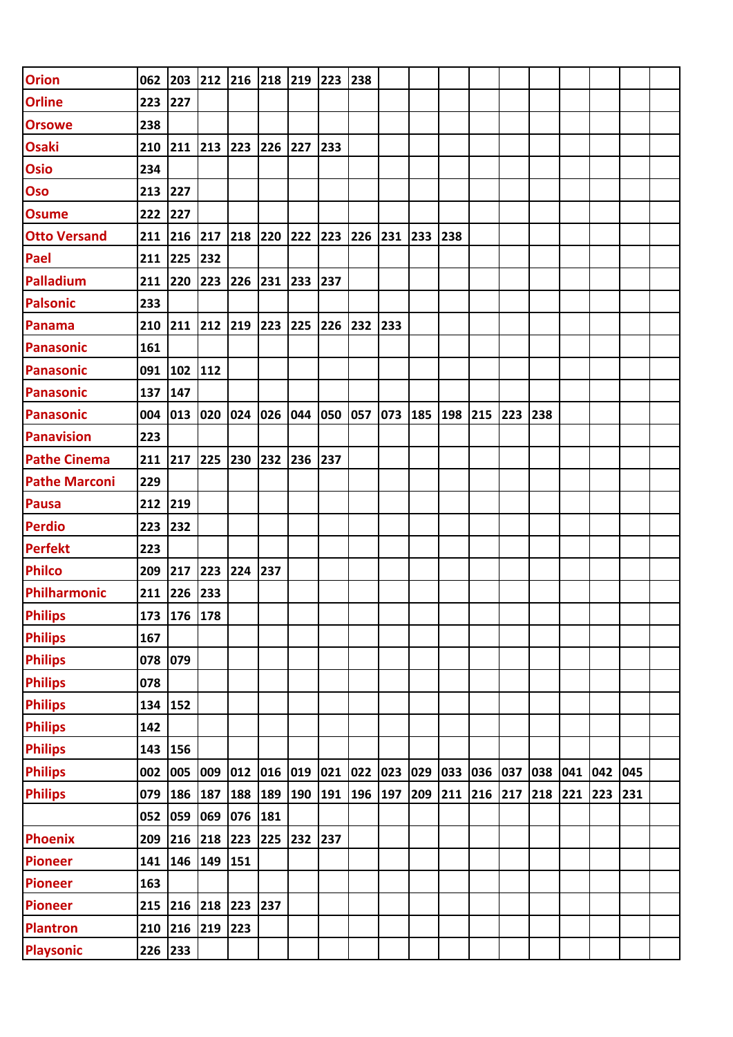| | | | | | | | | | | | | | | | | | | |
|---|---|---|---|---|---|---|---|---|---|---|---|---|---|---|---|---|---|---|
| **Orion** | 062 | 203 | 212 | 216 | 218 | 219 | 223 | 238 | | | | | | | | | | |
| **Orline** | 223 | 227 | | | | | | | | | | | | | | | | |
| **Orsowe** | 238 | | | | | | | | | | | | | | | | | |
| **Osaki** | 210 | 211 | 213 | 223 | 226 | 227 | 233 | | | | | | | | | | | |
| **Osio** | 234 | | | | | | | | | | | | | | | | | |
| **Oso** | 213 | 227 | | | | | | | | | | | | | | | | |
| **Osume** | 222 | 227 | | | | | | | | | | | | | | | | |
| **Otto Versand** | 211 | 216 | 217 | 218 | 220 | 222 | 223 | 226 | 231 | 233 | 238 | | | | | | | |
| **Pael** | 211 | 225 | 232 | | | | | | | | | | | | | | | |
| **Palladium** | 211 | 220 | 223 | 226 | 231 | 233 | 237 | | | | | | | | | | | |
| **Palsonic** | 233 | | | | | | | | | | | | | | | | | |
| **Panama** | 210 | 211 | 212 | 219 | 223 | 225 | 226 | 232 | 233 | | | | | | | | | |
| **Panasonic** | 161 | | | | | | | | | | | | | | | | | |
| **Panasonic** | 091 | 102 | 112 | | | | | | | | | | | | | | | |
| **Panasonic** | 137 | 147 | | | | | | | | | | | | | | | | |
| **Panasonic** | 004 | 013 | 020 | 024 | 026 | 044 | 050 | 057 | 073 | 185 | 198 | 215 | 223 | 238 | | | | |
| **Panavision** | 223 | | | | | | | | | | | | | | | | | |
| **Pathe Cinema** | 211 | 217 | 225 | 230 | 232 | 236 | 237 | | | | | | | | | | | |
| **Pathe Marconi** | 229 | | | | | | | | | | | | | | | | | |
| **Pausa** | 212 | 219 | | | | | | | | | | | | | | | | |
| **Perdio** | 223 | 232 | | | | | | | | | | | | | | | | |
| **Perfekt** | 223 | | | | | | | | | | | | | | | | | |
| **Philco** | 209 | 217 | 223 | 224 | 237 | | | | | | | | | | | | | |
| **Philharmonic** | 211 | 226 | 233 | | | | | | | | | | | | | | | |
| **Philips** | 173 | 176 | 178 | | | | | | | | | | | | | | | |
| **Philips** | 167 | | | | | | | | | | | | | | | | | |
| **Philips** | 078 | 079 | | | | | | | | | | | | | | | | |
| **Philips** | 078 | | | | | | | | | | | | | | | | | |
| **Philips** | 134 | 152 | | | | | | | | | | | | | | | | |
| **Philips** | 142 | | | | | | | | | | | | | | | | | |
| **Philips** | 143 | 156 | | | | | | | | | | | | | | | | |
| **Philips** | 002 | 005 | 009 | 012 | 016 | 019 | 021 | 022 | 023 | 029 | 033 | 036 | 037 | 038 | 041 | 042 | 045 | |
| **Philips** | 079 | 186 | 187 | 188 | 189 | 190 | 191 | 196 | 197 | 209 | 211 | 216 | 217 | 218 | 221 | 223 | 231 | |
| | 052 | 059 | 069 | 076 | 181 | | | | | | | | | | | | | |
| **Phoenix** | 209 | 216 | 218 | 223 | 225 | 232 | 237 | | | | | | | | | | | |
| **Pioneer** | 141 | 146 | 149 | 151 | | | | | | | | | | | | | | |
| **Pioneer** | 163 | | | | | | | | | | | | | | | | | |
| **Pioneer** | 215 | 216 | 218 | 223 | 237 | | | | | | | | | | | | | |
| **Plantron** | 210 | 216 | 219 | 223 | | | | | | | | | | | | | | |
| **Playsonic** | 226 | 233 | | | | | | | | | | | | | | | | |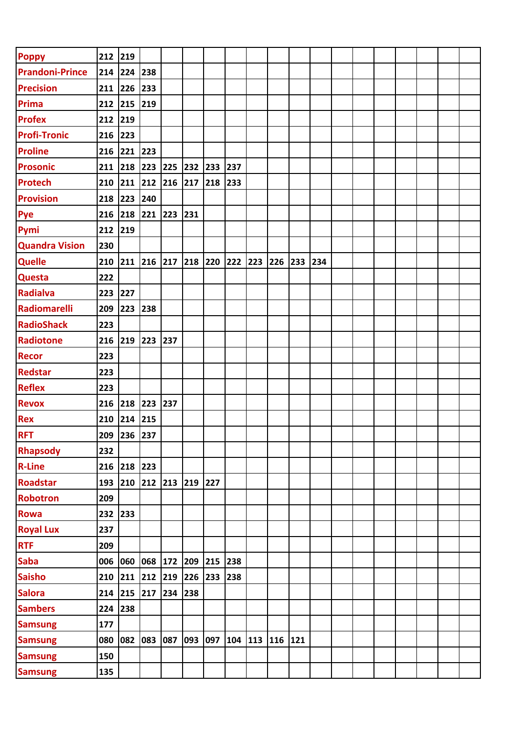| | | | | | | | | | | | | | | | | | |
|---|---|---|---|---|---|---|---|---|---|---|---|---|---|---|---|---|---|
| Poppy | 212 | 219 | | | | | | | | | | | | | | | |
| Prandoni-Prince | 214 | 224 | 238 | | | | | | | | | | | | | | |
| Precision | 211 | 226 | 233 | | | | | | | | | | | | | | |
| Prima | 212 | 215 | 219 | | | | | | | | | | | | | | |
| Profex | 212 | 219 | | | | | | | | | | | | | | | |
| Profi-Tronic | 216 | 223 | | | | | | | | | | | | | | | |
| Proline | 216 | 221 | 223 | | | | | | | | | | | | | | |
| Prosonic | 211 | 218 | 223 | 225 | 232 | 233 | 237 | | | | | | | | | | |
| Protech | 210 | 211 | 212 | 216 | 217 | 218 | 233 | | | | | | | | | | |
| Provision | 218 | 223 | 240 | | | | | | | | | | | | | | |
| Pye | 216 | 218 | 221 | 223 | 231 | | | | | | | | | | | | |
| Pymi | 212 | 219 | | | | | | | | | | | | | | | |
| Quandra Vision | 230 | | | | | | | | | | | | | | | | |
| Quelle | 210 | 211 | 216 | 217 | 218 | 220 | 222 | 223 | 226 | 233 | 234 | | | | | | |
| Questa | 222 | | | | | | | | | | | | | | | | |
| Radialva | 223 | 227 | | | | | | | | | | | | | | | |
| Radiomarelli | 209 | 223 | 238 | | | | | | | | | | | | | | |
| RadioShack | 223 | | | | | | | | | | | | | | | | |
| Radiotone | 216 | 219 | 223 | 237 | | | | | | | | | | | | | |
| Recor | 223 | | | | | | | | | | | | | | | | |
| Redstar | 223 | | | | | | | | | | | | | | | | |
| Reflex | 223 | | | | | | | | | | | | | | | | |
| Revox | 216 | 218 | 223 | 237 | | | | | | | | | | | | | |
| Rex | 210 | 214 | 215 | | | | | | | | | | | | | | |
| RFT | 209 | 236 | 237 | | | | | | | | | | | | | | |
| Rhapsody | 232 | | | | | | | | | | | | | | | | |
| R-Line | 216 | 218 | 223 | | | | | | | | | | | | | | |
| Roadstar | 193 | 210 | 212 | 213 | 219 | 227 | | | | | | | | | | | |
| Robotron | 209 | | | | | | | | | | | | | | | | |
| Rowa | 232 | 233 | | | | | | | | | | | | | | | |
| Royal Lux | 237 | | | | | | | | | | | | | | | | |
| RTF | 209 | | | | | | | | | | | | | | | | |
| Saba | 006 | 060 | 068 | 172 | 209 | 215 | 238 | | | | | | | | | | |
| Saisho | 210 | 211 | 212 | 219 | 226 | 233 | 238 | | | | | | | | | | |
| Salora | 214 | 215 | 217 | 234 | 238 | | | | | | | | | | | | |
| Sambers | 224 | 238 | | | | | | | | | | | | | | | |
| Samsung | 177 | | | | | | | | | | | | | | | | |
| Samsung | 080 | 082 | 083 | 087 | 093 | 097 | 104 | 113 | 116 | 121 | | | | | | | |
| Samsung | 150 | | | | | | | | | | | | | | | | |
| Samsung | 135 | | | | | | | | | | | | | | | | |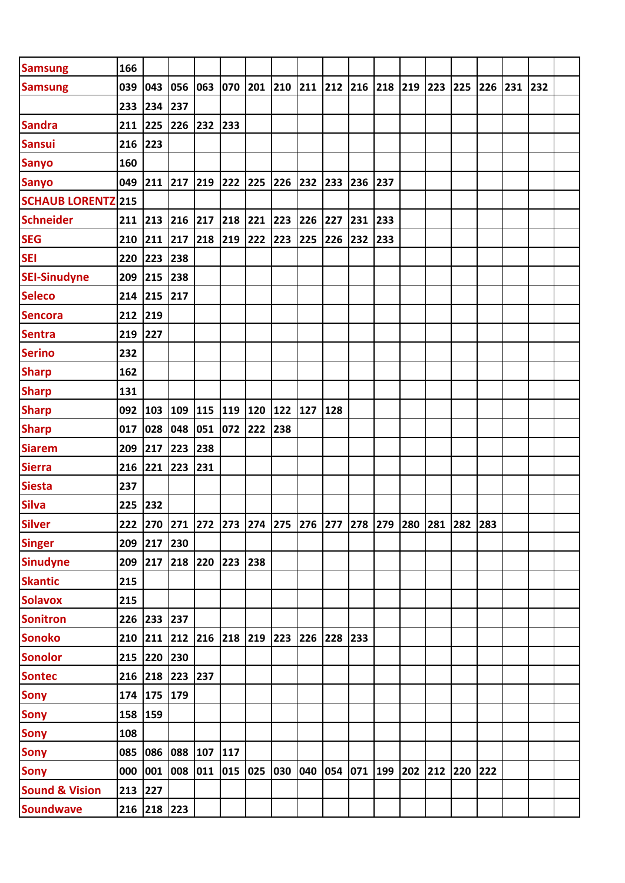| | | | | | | | | | | | | | | | | | | |
|---|---|---|---|---|---|---|---|---|---|---|---|---|---|---|---|---|---|---|
| **Samsung** | 166 | | | | | | | | | | | | | | | | | |
| **Samsung** | 039 | 043 | 056 | 063 | 070 | 201 | 210 | 211 | 212 | 216 | 218 | 219 | 223 | 225 | 226 | 231 | 232 | |
| | 233 | 234 | 237 | | | | | | | | | | | | | | | |
| **Sandra** | 211 | 225 | 226 | 232 | 233 | | | | | | | | | | | | | |
| **Sansui** | 216 | 223 | | | | | | | | | | | | | | | | |
| **Sanyo** | 160 | | | | | | | | | | | | | | | | | |
| **Sanyo** | 049 | 211 | 217 | 219 | 222 | 225 | 226 | 232 | 233 | 236 | 237 | | | | | | | |
| **SCHAUB LORENTZ** | 215 | | | | | | | | | | | | | | | | | |
| **Schneider** | 211 | 213 | 216 | 217 | 218 | 221 | 223 | 226 | 227 | 231 | 233 | | | | | | | |
| **SEG** | 210 | 211 | 217 | 218 | 219 | 222 | 223 | 225 | 226 | 232 | 233 | | | | | | | |
| **SEI** | 220 | 223 | 238 | | | | | | | | | | | | | | | |
| **SEI-Sinudyne** | 209 | 215 | 238 | | | | | | | | | | | | | | | |
| **Seleco** | 214 | 215 | 217 | | | | | | | | | | | | | | | |
| **Sencora** | 212 | 219 | | | | | | | | | | | | | | | | |
| **Sentra** | 219 | 227 | | | | | | | | | | | | | | | | |
| **Serino** | 232 | | | | | | | | | | | | | | | | | |
| **Sharp** | 162 | | | | | | | | | | | | | | | | | |
| **Sharp** | 131 | | | | | | | | | | | | | | | | | |
| **Sharp** | 092 | 103 | 109 | 115 | 119 | 120 | 122 | 127 | 128 | | | | | | | | | |
| **Sharp** | 017 | 028 | 048 | 051 | 072 | 222 | 238 | | | | | | | | | | | |
| **Siarem** | 209 | 217 | 223 | 238 | | | | | | | | | | | | | | |
| **Sierra** | 216 | 221 | 223 | 231 | | | | | | | | | | | | | | |
| **Siesta** | 237 | | | | | | | | | | | | | | | | | |
| **Silva** | 225 | 232 | | | | | | | | | | | | | | | | |
| **Silver** | 222 | 270 | 271 | 272 | 273 | 274 | 275 | 276 | 277 | 278 | 279 | 280 | 281 | 282 | 283 | | | |
| **Singer** | 209 | 217 | 230 | | | | | | | | | | | | | | | |
| **Sinudyne** | 209 | 217 | 218 | 220 | 223 | 238 | | | | | | | | | | | | |
| **Skantic** | 215 | | | | | | | | | | | | | | | | | |
| **Solavox** | 215 | | | | | | | | | | | | | | | | | |
| **Sonitron** | 226 | 233 | 237 | | | | | | | | | | | | | | | |
| **Sonoko** | 210 | 211 | 212 | 216 | 218 | 219 | 223 | 226 | 228 | 233 | | | | | | | | |
| **Sonolor** | 215 | 220 | 230 | | | | | | | | | | | | | | | |
| **Sontec** | 216 | 218 | 223 | 237 | | | | | | | | | | | | | | |
| **Sony** | 174 | 175 | 179 | | | | | | | | | | | | | | | |
| **Sony** | 158 | 159 | | | | | | | | | | | | | | | | |
| **Sony** | 108 | | | | | | | | | | | | | | | | | |
| **Sony** | 085 | 086 | 088 | 107 | 117 | | | | | | | | | | | | | |
| **Sony** | 000 | 001 | 008 | 011 | 015 | 025 | 030 | 040 | 054 | 071 | 199 | 202 | 212 | 220 | 222 | | | |
| **Sound & Vision** | 213 | 227 | | | | | | | | | | | | | | | | |
| **Soundwave** | 216 | 218 | 223 | | | | | | | | | | | | | | | |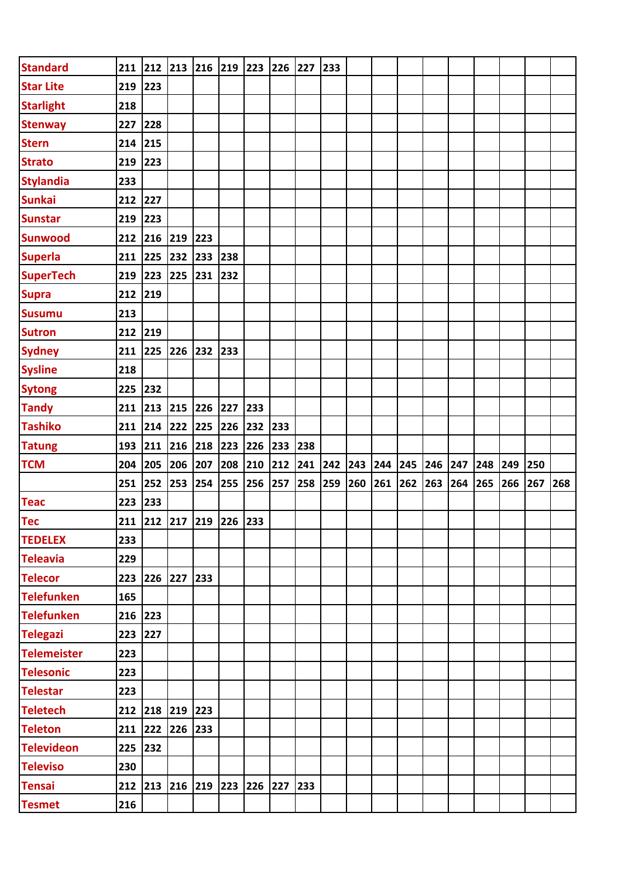| Standard | 211 | 212 | 213 | 216 | 219 | 223 | 226 | 227 | 233 | | | | | | | | | |
|---|---|---|---|---|---|---|---|---|---|---|---|---|---|---|---|---|---|---|
| Star Lite | 219 | 223 | | | | | | | | | | | | | | | | |
| Starlight | 218 | | | | | | | | | | | | | | | | | |
| Stenway | 227 | 228 | | | | | | | | | | | | | | | | |
| Stern | 214 | 215 | | | | | | | | | | | | | | | | |
| Strato | 219 | 223 | | | | | | | | | | | | | | | | |
| Stylandia | 233 | | | | | | | | | | | | | | | | | |
| Sunkai | 212 | 227 | | | | | | | | | | | | | | | | |
| Sunstar | 219 | 223 | | | | | | | | | | | | | | | | |
| Sunwood | 212 | 216 | 219 | 223 | | | | | | | | | | | | | | |
| Superla | 211 | 225 | 232 | 233 | 238 | | | | | | | | | | | | | |
| SuperTech | 219 | 223 | 225 | 231 | 232 | | | | | | | | | | | | | |
| Supra | 212 | 219 | | | | | | | | | | | | | | | | |
| Susumu | 213 | | | | | | | | | | | | | | | | | |
| Sutron | 212 | 219 | | | | | | | | | | | | | | | | |
| Sydney | 211 | 225 | 226 | 232 | 233 | | | | | | | | | | | | | |
| Sysline | 218 | | | | | | | | | | | | | | | | | |
| Sytong | 225 | 232 | | | | | | | | | | | | | | | | |
| Tandy | 211 | 213 | 215 | 226 | 227 | 233 | | | | | | | | | | | | |
| Tashiko | 211 | 214 | 222 | 225 | 226 | 232 | 233 | | | | | | | | | | | |
| Tatung | 193 | 211 | 216 | 218 | 223 | 226 | 233 | 238 | | | | | | | | | | |
| TCM | 204 | 205 | 206 | 207 | 208 | 210 | 212 | 241 | 242 | 243 | 244 | 245 | 246 | 247 | 248 | 249 | 250 | |
| | 251 | 252 | 253 | 254 | 255 | 256 | 257 | 258 | 259 | 260 | 261 | 262 | 263 | 264 | 265 | 266 | 267 | 268 |
| Teac | 223 | 233 | | | | | | | | | | | | | | | | |
| Tec | 211 | 212 | 217 | 219 | 226 | 233 | | | | | | | | | | | | |
| TEDELEX | 233 | | | | | | | | | | | | | | | | | |
| Teleavia | 229 | | | | | | | | | | | | | | | | | |
| Telecor | 223 | 226 | 227 | 233 | | | | | | | | | | | | | | |
| Telefunken | 165 | | | | | | | | | | | | | | | | | |
| Telefunken | 216 | 223 | | | | | | | | | | | | | | | | |
| Telegazi | 223 | 227 | | | | | | | | | | | | | | | | |
| Telemeister | 223 | | | | | | | | | | | | | | | | | |
| Telesonic | 223 | | | | | | | | | | | | | | | | | |
| Telestar | 223 | | | | | | | | | | | | | | | | | |
| Teletech | 212 | 218 | 219 | 223 | | | | | | | | | | | | | | |
| Teleton | 211 | 222 | 226 | 233 | | | | | | | | | | | | | | |
| Televideon | 225 | 232 | | | | | | | | | | | | | | | | |
| Televiso | 230 | | | | | | | | | | | | | | | | | |
| Tensai | 212 | 213 | 216 | 219 | 223 | 226 | 227 | 233 | | | | | | | | | | |
| Tesmet | 216 | | | | | | | | | | | | | | | | | |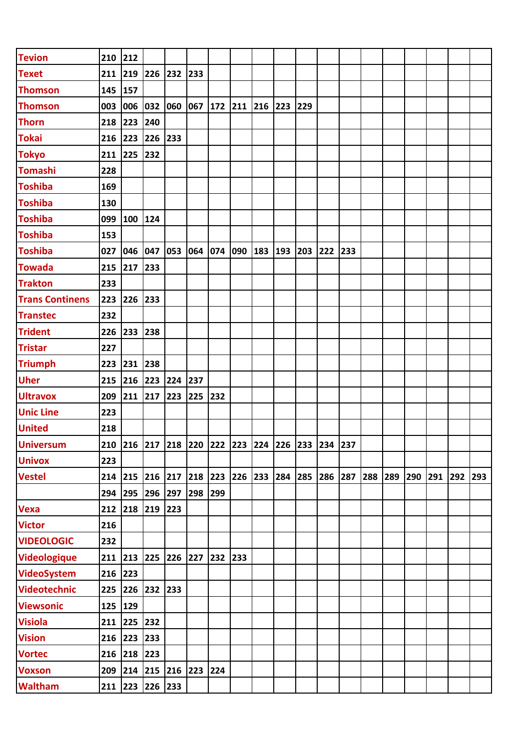| | | | | | | | | | | | | | | | | | | |
|---|---|---|---|---|---|---|---|---|---|---|---|---|---|---|---|---|---|---|
| Tevion | 210 | 212 | | | | | | | | | | | | | | | | |
| Texet | 211 | 219 | 226 | 232 | 233 | | | | | | | | | | | | | |
| Thomson | 145 | 157 | | | | | | | | | | | | | | | | |
| Thomson | 003 | 006 | 032 | 060 | 067 | 172 | 211 | 216 | 223 | 229 | | | | | | | | |
| Thorn | 218 | 223 | 240 | | | | | | | | | | | | | | | |
| Tokai | 216 | 223 | 226 | 233 | | | | | | | | | | | | | | |
| Tokyo | 211 | 225 | 232 | | | | | | | | | | | | | | | |
| Tomashi | 228 | | | | | | | | | | | | | | | | | |
| Toshiba | 169 | | | | | | | | | | | | | | | | | |
| Toshiba | 130 | | | | | | | | | | | | | | | | | |
| Toshiba | 099 | 100 | 124 | | | | | | | | | | | | | | | |
| Toshiba | 153 | | | | | | | | | | | | | | | | | |
| Toshiba | 027 | 046 | 047 | 053 | 064 | 074 | 090 | 183 | 193 | 203 | 222 | 233 | | | | | | |
| Towada | 215 | 217 | 233 | | | | | | | | | | | | | | | |
| Trakton | 233 | | | | | | | | | | | | | | | | | |
| Trans Continens | 223 | 226 | 233 | | | | | | | | | | | | | | | |
| Transtec | 232 | | | | | | | | | | | | | | | | | |
| Trident | 226 | 233 | 238 | | | | | | | | | | | | | | | |
| Tristar | 227 | | | | | | | | | | | | | | | | | |
| Triumph | 223 | 231 | 238 | | | | | | | | | | | | | | | |
| Uher | 215 | 216 | 223 | 224 | 237 | | | | | | | | | | | | | |
| Ultravox | 209 | 211 | 217 | 223 | 225 | 232 | | | | | | | | | | | | |
| Unic Line | 223 | | | | | | | | | | | | | | | | | |
| United | 218 | | | | | | | | | | | | | | | | | |
| Universum | 210 | 216 | 217 | 218 | 220 | 222 | 223 | 224 | 226 | 233 | 234 | 237 | | | | | | |
| Univox | 223 | | | | | | | | | | | | | | | | | |
| Vestel | 214 | 215 | 216 | 217 | 218 | 223 | 226 | 233 | 284 | 285 | 286 | 287 | 288 | 289 | 290 | 291 | 292 | 293 |
| | 294 | 295 | 296 | 297 | 298 | 299 | | | | | | | | | | | | |
| Vexa | 212 | 218 | 219 | 223 | | | | | | | | | | | | | | |
| Victor | 216 | | | | | | | | | | | | | | | | | |
| VIDEOLOGIC | 232 | | | | | | | | | | | | | | | | | |
| Videologique | 211 | 213 | 225 | 226 | 227 | 232 | 233 | | | | | | | | | | | |
| VideoSystem | 216 | 223 | | | | | | | | | | | | | | | | |
| Videotechnic | 225 | 226 | 232 | 233 | | | | | | | | | | | | | | |
| Viewsonic | 125 | 129 | | | | | | | | | | | | | | | | |
| Visiola | 211 | 225 | 232 | | | | | | | | | | | | | | | |
| Vision | 216 | 223 | 233 | | | | | | | | | | | | | | | |
| Vortec | 216 | 218 | 223 | | | | | | | | | | | | | | | |
| Voxson | 209 | 214 | 215 | 216 | 223 | 224 | | | | | | | | | | | | |
| Waltham | 211 | 223 | 226 | 233 | | | | | | | | | | | | | | |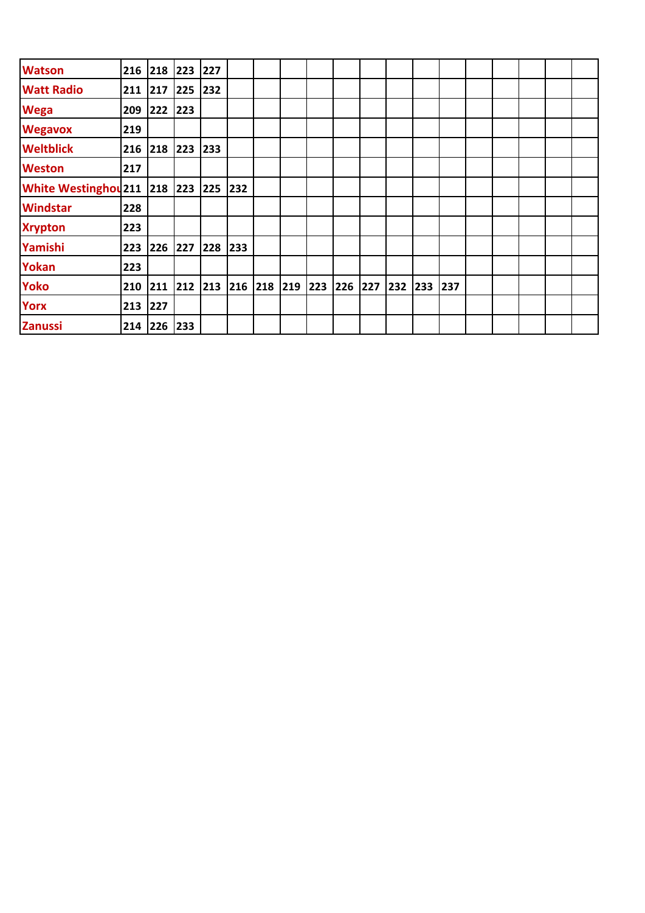| | | | | | | | | | | | | | | | | | | | | |
|---|---|---|---|---|---|---|---|---|---|---|---|---|---|---|---|---|---|---|---|---|
| Watson | 216 | 218 | 223 | 227 | | | | | | | | | | | | | | | | |
| Watt Radio | 211 | 217 | 225 | 232 | | | | | | | | | | | | | | | | |
| Wega | 209 | 222 | 223 | | | | | | | | | | | | | | | | | |
| Wegavox | 219 | | | | | | | | | | | | | | | | | | | |
| Weltblick | 216 | 218 | 223 | 233 | | | | | | | | | | | | | | | | |
| Weston | 217 | | | | | | | | | | | | | | | | | | | |
| White Westinghou | 211 | 218 | 223 | 225 | 232 | | | | | | | | | | | | | | | |
| Windstar | 228 | | | | | | | | | | | | | | | | | | | |
| Xrypton | 223 | | | | | | | | | | | | | | | | | | | |
| Yamishi | 223 | 226 | 227 | 228 | 233 | | | | | | | | | | | | | | | |
| Yokan | 223 | | | | | | | | | | | | | | | | | | | |
| Yoko | 210 | 211 | 212 | 213 | 216 | 218 | 219 | 223 | 226 | 227 | 232 | 233 | 237 | | | | | | | |
| Yorx | 213 | 227 | | | | | | | | | | | | | | | | | | |
| Zanussi | 214 | 226 | 233 | | | | | | | | | | | | | | | | | |